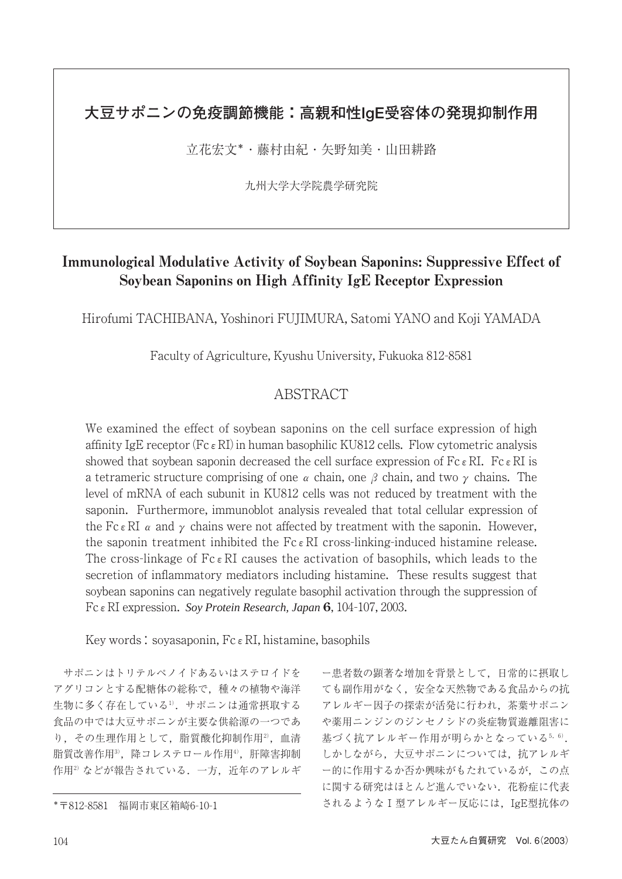# 大豆サポニンの免疫調節機能：高親和性IgE受容体の発現抑制作用

立花宏文*・藤村由紀・矢野知美・山田耕路

九州大学大学院農学研究院

# Immunological Modulative Activity of Soybean Saponins: Suppressive Effect of Soybean Saponins on High Affinity IgE Receptor Expression

Hirofumi TACHIBANA, Yoshinori FUJIMURA, Satomi YANO and Koji YAMADA

Faculty of Agriculture, Kyushu University, Fukuoka 812-8581

## ABSTRACT

We examined the effect of soybean saponins on the cell surface expression of high affinity IgE receptor (Fc$\varepsilon$RI) in human basophilic KU812 cells. Flow cytometric analysis showed that soybean saponin decreased the cell surface expression of Fc$\varepsilon$RI. Fc$\varepsilon$RI is a tetrameric structure comprising of one $\alpha$ chain, one $\beta$ chain, and two $\gamma$ chains. The level of mRNA of each subunit in KU812 cells was not reduced by treatment with the saponin. Furthermore, immunoblot analysis revealed that total cellular expression of the Fc$\varepsilon$RI $\alpha$ and $\gamma$ chains were not affected by treatment with the saponin. However, the saponin treatment inhibited the Fc$\varepsilon$RI cross-linking-induced histamine release. The cross-linkage of Fc$\varepsilon$RI causes the activation of basophils, which leads to the secretion of inflammatory mediators including histamine. These results suggest that soybean saponins can negatively regulate basophil activation through the suppression of Fc$\varepsilon$RI expression. *Soy Protein Research, Japan* **6**, 104-107, 2003.

Key words : soyasaponin, Fc$\varepsilon$RI, histamine, basophils

サポニンはトリテルペノイドあるいはステロイドをアグリコンとする配糖体の総称で，種々の植物や海洋生物に多く存在している[1]．サポニンは通常摂取する食品の中では大豆サポニンが主要な供給源の一つであり，その生理作用として，脂質酸化抑制作用[2]，血清脂質改善作用[3]，降コレステロール作用[4]，肝障害抑制作用[2] などが報告されている．一方，近年のアレルギー患者数の顕著な増加を背景として，日常的に摂取しても副作用がなく，安全な天然物である食品からの抗アレルギー因子の探索が活発に行われ，茶葉サポニンや薬用ニンジンのジンセノシドの炎症物質遊離阻害に基づく抗アレルギー作用が明らかとなっている[5, 6]．しかしながら，大豆サポニンについては，抗アレルギー的に作用するか否か興味がもたれているが，この点に関する研究はほとんど進んでいない．花粉症に代表されるようなⅠ型アレルギー反応には，IgE型抗体の

*〒812-8581　福岡市東区箱崎6-10-1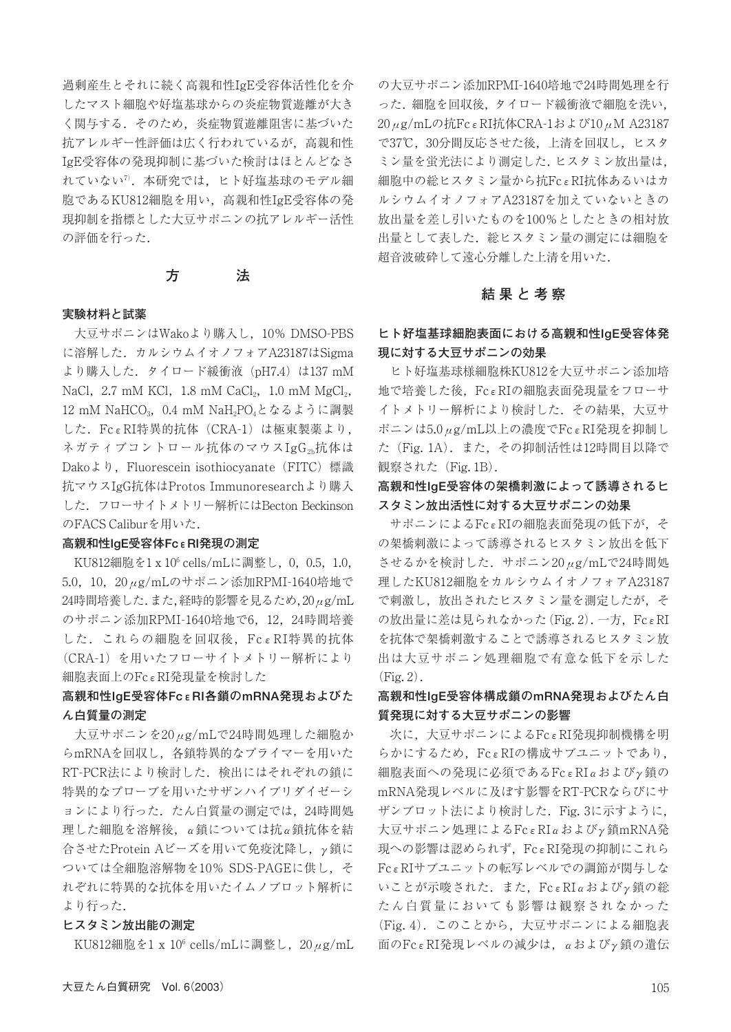過剰産生とそれに続く高親和性IgE受容体活性化を介したマスト細胞や好塩基球からの炎症物質遊離が大きく関与する．そのため，炎症物質遊離阻害に基づいた抗アレルギー性評価は広く行われているが，高親和性IgE受容体の発現抑制に基づいた検討はほとんどなされていない[7]．本研究では，ヒト好塩基球のモデル細胞であるKU812細胞を用い，高親和性IgE受容体の発現抑制を指標とした大豆サポニンの抗アレルギー活性の評価を行った．

## 方　　法

### 実験材料と試薬

大豆サポニンはWakoより購入し，10% DMSO-PBSに溶解した．カルシウムイオノフォアA23187はSigmaより購入した．タイロード緩衝液（pH7.4）は137 mM NaCl，2.7 mM KCl，1.8 mM $CaCl_2$，1.0 mM $MgCl_2$，12 mM $NaHCO_3$，0.4 mM $NaH_2PO_4$となるように調製した．FcεRI特異的抗体（CRA-1）は極東製薬より，ネガティブコントロール抗体のマウス$IgG_{2b}$抗体はDakoより，Fluorescein isothiocyanate（FITC）標識抗マウスIgG抗体はProtos Immunoresearchより購入した．フローサイトメトリー解析にはBecton BeckinsonのFACS Caliburを用いた．

### 高親和性IgE受容体FcεRI発現の測定

KU812細胞を$1 \times 10^6$ cells/mLに調整し，0，0.5，1.0，5.0，10，20 μg/mLのサポニン添加RPMI-1640培地で24時間培養した．また，経時的影響を見るため，20 μg/mLのサポニン添加RPMI-1640培地で6，12，24時間培養した．これらの細胞を回収後，FcεRI特異的抗体（CRA-1）を用いたフローサイトメトリー解析により細胞表面上のFcεRI発現量を検討した

### 高親和性IgE受容体FcεRI各鎖のmRNA発現およびたん白質量の測定

大豆サポニンを20 μg/mLで24時間処理した細胞からmRNAを回収し，各鎖特異的なプライマーを用いたRT-PCR法により検討した．検出にはそれぞれの鎖に特異的なプローブを用いたサザンハイブリダイゼーションにより行った．たん白質量の測定では，24時間処理した細胞を溶解後，α鎖については抗α鎖抗体を結合させたProtein Aビーズを用いて免疫沈降し，γ鎖については全細胞溶解物を10% SDS-PAGEに供し，それぞれに特異的な抗体を用いたイムノブロット解析により行った．

### ヒスタミン放出能の測定

KU812細胞を$1 \times 10^6$ cells/mLに調整し，20 μg/mLの大豆サポニン添加RPMI-1640培地で24時間処理を行った．細胞を回収後，タイロード緩衝液で細胞を洗い，20 μg/mLの抗FcεRI抗体CRA-1および10 μM A23187で37℃，30分間反応させた後，上清を回収し，ヒスタミン量を蛍光法により測定した．ヒスタミン放出量は，細胞中の総ヒスタミン量から抗FcεRI抗体あるいはカルシウムイオノフォアA23187を加えていないときの放出量を差し引いたものを100%としたときの相対放出量として表した．総ヒスタミン量の測定には細胞を超音波破砕して遠心分離した上清を用いた．

## 結果と考察

### ヒト好塩基球細胞表面における高親和性IgE受容体発現に対する大豆サポニンの効果

ヒト好塩基球様細胞株KU812を大豆サポニン添加培地で培養した後，FcεRIの細胞表面発現量をフローサイトメトリー解析により検討した．その結果，大豆サポニンは5.0 μg/mL以上の濃度でFcεRI発現を抑制した（Fig. 1A）．また，その抑制活性は12時間目以降で観察された（Fig. 1B）．

### 高親和性IgE受容体の架橋刺激によって誘導されるヒスタミン放出活性に対する大豆サポニンの効果

サポニンによるFcεRIの細胞表面発現の低下が，その架橋刺激によって誘導されるヒスタミン放出を低下させるかを検討した．サポニン20 μg/mLで24時間処理したKU812細胞をカルシウムイオノフォアA23187で刺激し，放出されたヒスタミン量を測定したが，その放出量に差は見られなかった（Fig. 2）．一方，FcεRIを抗体で架橋刺激することで誘導されるヒスタミン放出は大豆サポニン処理細胞で有意な低下を示した（Fig. 2）．

### 高親和性IgE受容体構成鎖のmRNA発現およびたん白質発現に対する大豆サポニンの影響

次に，大豆サポニンによるFcεRI発現抑制機構を明らかにするため，FcεRIの構成サブユニットであり，細胞表面への発現に必須であるFcεRIαおよびγ鎖のmRNA発現レベルに及ぼす影響をRT-PCRならびにサザンブロット法により検討した．Fig. 3に示すように，大豆サポニン処理によるFcεRIαおよびγ鎖mRNA発現への影響は認められず，FcεRI発現の抑制にこれらFcεRIサブユニットの転写レベルでの調節が関与しないことが示唆された．また，FcεRIαおよびγ鎖の総たん白質量においても影響は観察されなかった（Fig. 4）．このことから，大豆サポニンによる細胞表面のFcεRI発現レベルの減少は，αおよびγ鎖の遺伝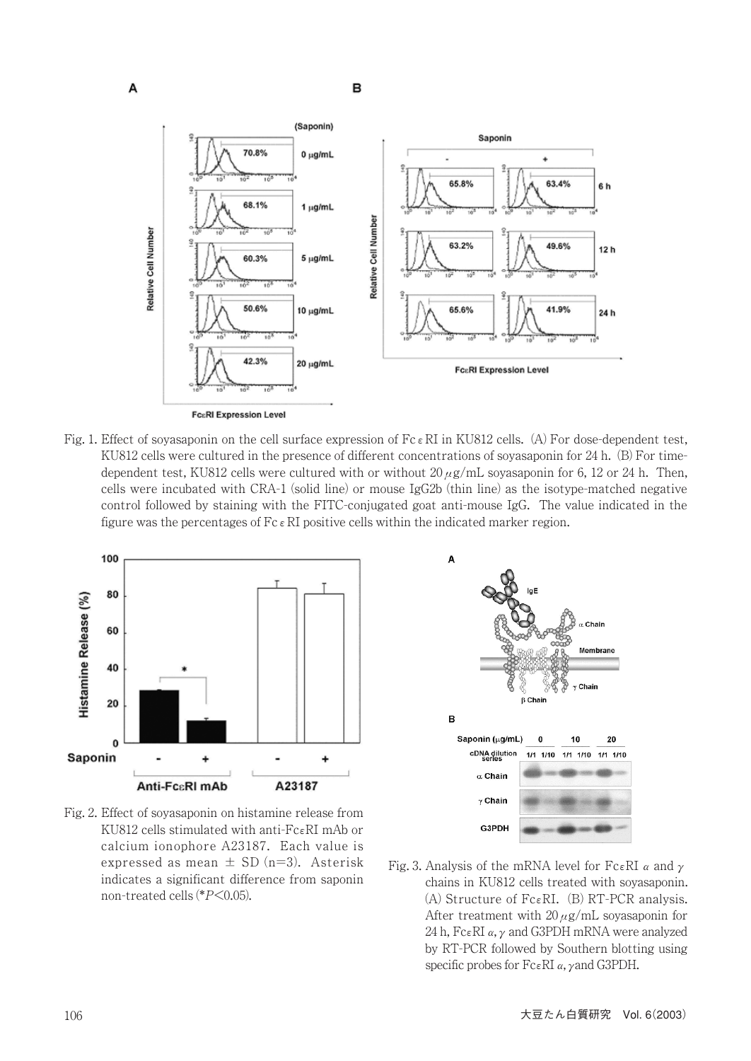Fig. 1. Effect of soyasaponin on the cell surface expression of Fc$\varepsilon$RI in KU812 cells. (A) For dose-dependent test, KU812 cells were cultured in the presence of different concentrations of soyasaponin for 24 h. (B) For time-dependent test, KU812 cells were cultured with or without 20 $\mu$g/mL soyasaponin for 6, 12 or 24 h. Then, cells were incubated with CRA-1 (solid line) or mouse IgG2b (thin line) as the isotype-matched negative control followed by staining with the FITC-conjugated goat anti-mouse IgG. The value indicated in the figure was the percentages of Fc$\varepsilon$RI positive cells within the indicated marker region.

Fig. 2. Effect of soyasaponin on histamine release from KU812 cells stimulated with anti-Fc$\varepsilon$RI mAb or calcium ionophore A23187. Each value is expressed as mean ± SD (n=3). Asterisk indicates a significant difference from saponin non-treated cells (*$P<0.05$).

Fig. 3. Analysis of the mRNA level for Fc$\varepsilon$RI $\alpha$ and $\gamma$ chains in KU812 cells treated with soyasaponin. (A) Structure of Fc$\varepsilon$RI. (B) RT-PCR analysis. After treatment with 20 $\mu$g/mL soyasaponin for 24 h, Fc$\varepsilon$RI $\alpha$, $\gamma$ and G3PDH mRNA were analyzed by RT-PCR followed by Southern blotting using specific probes for Fc$\varepsilon$RI $\alpha$, $\gamma$ and G3PDH.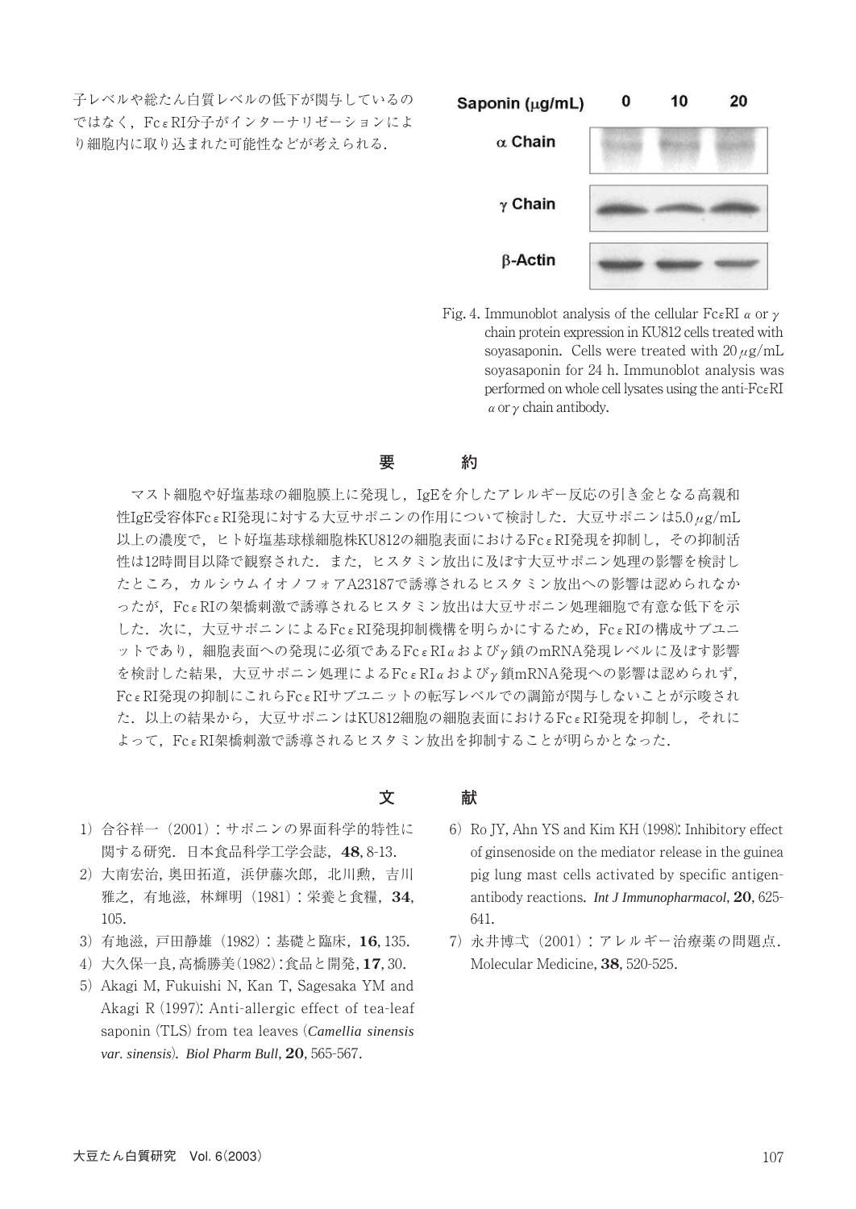子レベルや総たん白質レベルの低下が関与しているのではなく，FcεRI分子がインターナリゼーションにより細胞内に取り込まれた可能性などが考えられる．

Saponin (μg/mL) 0 10 20

α Chain

γ Chain

β-Actin

Fig. 4. Immunoblot analysis of the cellular FcεRI α or γ chain protein expression in KU812 cells treated with soyasaponin. Cells were treated with 20 μg/mL soyasaponin for 24 h. Immunoblot analysis was performed on whole cell lysates using the anti-FcεRI α or γ chain antibody.

## 要　約

マスト細胞や好塩基球の細胞膜上に発現し，IgEを介したアレルギー反応の引き金となる高親和性IgE受容体FcεRI発現に対する大豆サポニンの作用について検討した．大豆サポニンは5.0 μg/mL以上の濃度で，ヒト好塩基球様細胞株KU812の細胞表面におけるFcεRI発現を抑制し，その抑制活性は12時間目以降で観察された．また，ヒスタミン放出に及ぼす大豆サポニン処理の影響を検討したところ，カルシウムイオノフォアA23187で誘導されるヒスタミン放出への影響は認められなかったが，FcεRIの架橋刺激で誘導されるヒスタミン放出は大豆サポニン処理細胞で有意な低下を示した．次に，大豆サポニンによるFcεRI発現抑制機構を明らかにするため，FcεRIの構成サブユニットであり，細胞表面への発現に必須であるFcεRIαおよびγ鎖のmRNA発現レベルに及ぼす影響を検討した結果，大豆サポニン処理によるFcεRIαおよびγ鎖mRNA発現への影響は認められず，FcεRI発現の抑制にこれらFcεRIサブユニットの転写レベルでの調節が関与しないことが示唆された．以上の結果から，大豆サポニンはKU812細胞の細胞表面におけるFcεRI発現を抑制し，それによって，FcεRI架橋刺激で誘導されるヒスタミン放出を抑制することが明らかとなった．

## 文　献

1) 合谷祥一（2001）：サポニンの界面科学的特性に関する研究．日本食品科学工学会誌，**48**, 8-13.
2) 大南宏治，奥田拓道，浜伊藤次郎，北川勲，吉川雅之，有地滋，林輝明（1981）：栄養と食糧，**34**, 105.
3) 有地滋，戸田静雄（1982）：基礎と臨床，**16**, 135.
4) 大久保一良，高橋勝美（1982）：食品と開発，**17**, 30.
5) Akagi M, Fukuishi N, Kan T, Sagesaka YM and Akagi R (1997): Anti-allergic effect of tea-leaf saponin (TLS) from tea leaves (*Camellia sinensis var. sinensis*). *Biol Pharm Bull*, **20**, 565-567.
6) Ro JY, Ahn YS and Kim KH (1998): Inhibitory effect of ginsenoside on the mediator release in the guinea pig lung mast cells activated by specific antigen-antibody reactions. *Int J Immunopharmacol*, **20**, 625-641.
7) 永井博弌（2001）：アレルギー治療薬の問題点．Molecular Medicine, **38**, 520-525.